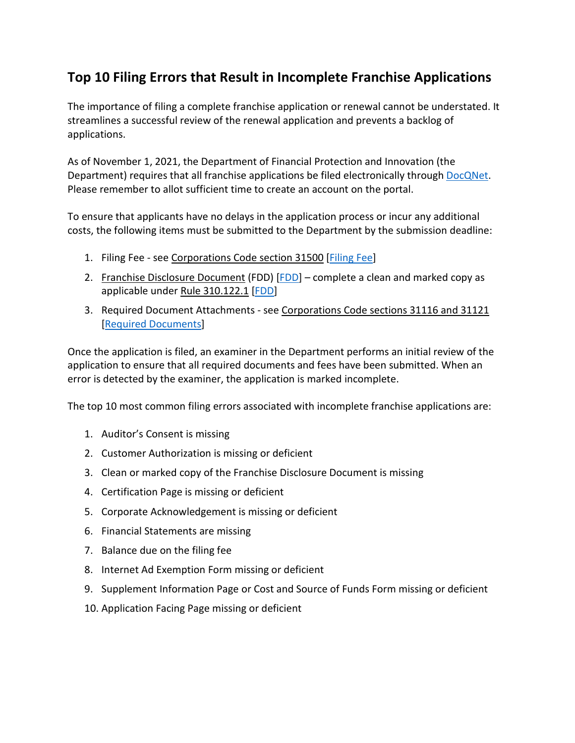## Top 10 Filing Errors that Result in Incomplete Franchise Applications

The importance of filing a complete franchise application or renewal cannot be understated. It streamlines a successful review of the renewal application and prevents a backlog of applications.

As of November 1, 2021, the Department of Financial Protection and Innovation (the Department) requires that all franchise applications be filed electronically through DocQNet. Please remember to allot sufficient time to create an account on the portal.

To ensure that applicants have no delays in the application process or incur any additional costs, the following items must be submitted to the Department by the submission deadline:

1. Filing Fee - see Corporations Code section 31500 [Filing Fee]
2. Franchise Disclosure Document (FDD) [FDD] – complete a clean and marked copy as applicable under Rule 310.122.1 [FDD]
3. Required Document Attachments - see Corporations Code sections 31116 and 31121 [Required Documents]

Once the application is filed, an examiner in the Department performs an initial review of the application to ensure that all required documents and fees have been submitted. When an error is detected by the examiner, the application is marked incomplete.

The top 10 most common filing errors associated with incomplete franchise applications are:

1. Auditor's Consent is missing
2. Customer Authorization is missing or deficient
3. Clean or marked copy of the Franchise Disclosure Document is missing
4. Certification Page is missing or deficient
5. Corporate Acknowledgement is missing or deficient
6. Financial Statements are missing
7. Balance due on the filing fee
8. Internet Ad Exemption Form missing or deficient
9. Supplement Information Page or Cost and Source of Funds Form missing or deficient
10. Application Facing Page missing or deficient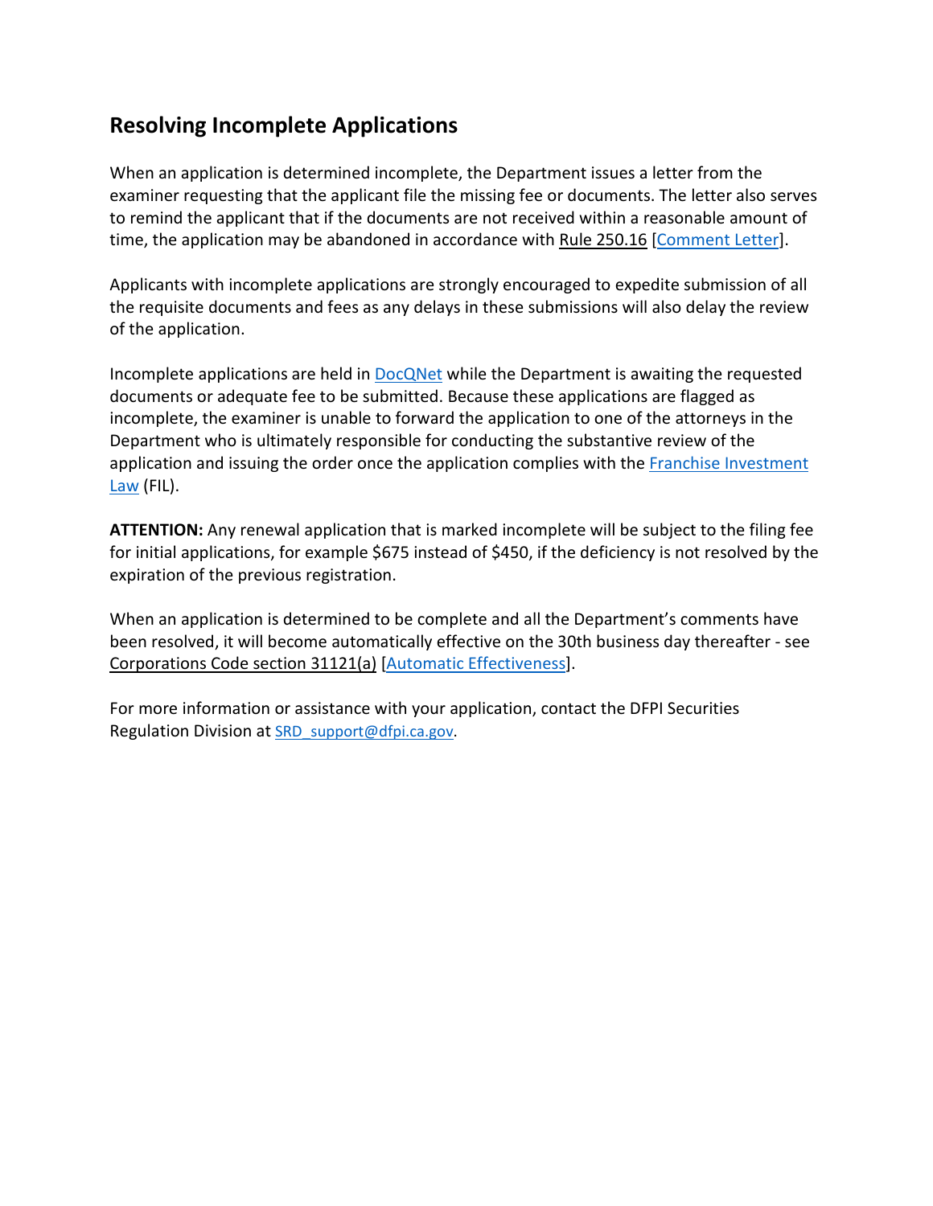## Resolving Incomplete Applications

When an application is determined incomplete, the Department issues a letter from the examiner requesting that the applicant file the missing fee or documents. The letter also serves to remind the applicant that if the documents are not received within a reasonable amount of time, the application may be abandoned in accordance with Rule 250.16 [Comment Letter].

Applicants with incomplete applications are strongly encouraged to expedite submission of all the requisite documents and fees as any delays in these submissions will also delay the review of the application.

Incomplete applications are held in DocQNet while the Department is awaiting the requested documents or adequate fee to be submitted. Because these applications are flagged as incomplete, the examiner is unable to forward the application to one of the attorneys in the Department who is ultimately responsible for conducting the substantive review of the application and issuing the order once the application complies with the Franchise Investment Law (FIL).

**ATTENTION:** Any renewal application that is marked incomplete will be subject to the filing fee for initial applications, for example $675 instead of $450, if the deficiency is not resolved by the expiration of the previous registration.

When an application is determined to be complete and all the Department's comments have been resolved, it will become automatically effective on the 30th business day thereafter - see Corporations Code section 31121(a) [Automatic Effectiveness].

For more information or assistance with your application, contact the DFPI Securities Regulation Division at SRD_support@dfpi.ca.gov.